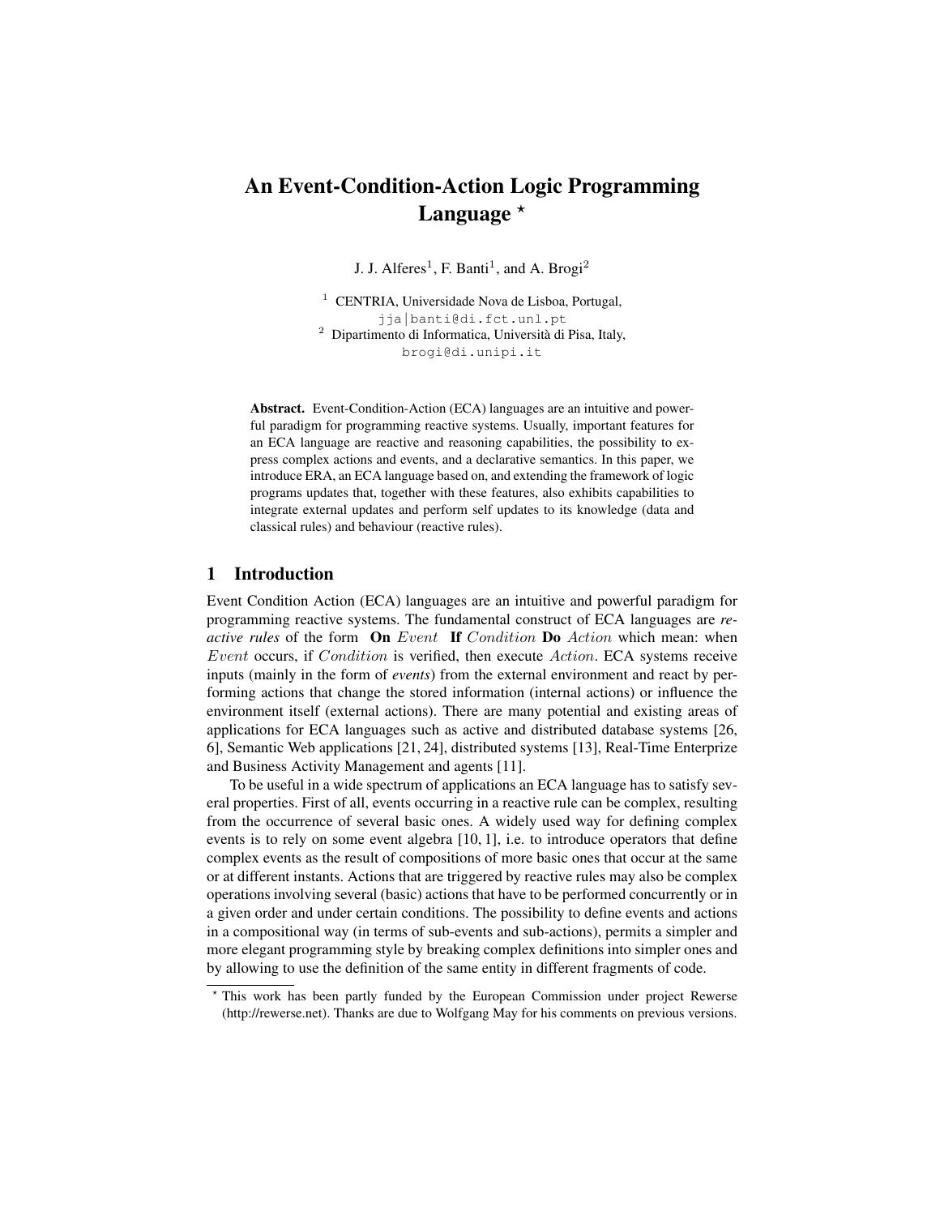# An Event-Condition-Action Logic Programming Language *

J. J. Alferes[1], F. Banti[1], and A. Brogi[2]

[1] CENTRIA, Universidade Nova de Lisboa, Portugal,
jja|banti@di.fct.unl.pt

[2] Dipartimento di Informatica, Università di Pisa, Italy,
brogi@di.unipi.it

**Abstract.** Event-Condition-Action (ECA) languages are an intuitive and powerful paradigm for programming reactive systems. Usually, important features for an ECA language are reactive and reasoning capabilities, the possibility to express complex actions and events, and a declarative semantics. In this paper, we introduce ERA, an ECA language based on, and extending the framework of logic programs updates that, together with these features, also exhibits capabilities to integrate external updates and perform self updates to its knowledge (data and classical rules) and behaviour (reactive rules).

## 1 Introduction

Event Condition Action (ECA) languages are an intuitive and powerful paradigm for programming reactive systems. The fundamental construct of ECA languages are *reactive rules* of the form **On** $Event$ **If** $Condition$ **Do** $Action$ which mean: when $Event$ occurs, if $Condition$ is verified, then execute $Action$. ECA systems receive inputs (mainly in the form of *events*) from the external environment and react by performing actions that change the stored information (internal actions) or influence the environment itself (external actions). There are many potential and existing areas of applications for ECA languages such as active and distributed database systems [26, 6], Semantic Web applications [21, 24], distributed systems [13], Real-Time Enterprize and Business Activity Management and agents [11].

To be useful in a wide spectrum of applications an ECA language has to satisfy several properties. First of all, events occurring in a reactive rule can be complex, resulting from the occurrence of several basic ones. A widely used way for defining complex events is to rely on some event algebra [10, 1], i.e. to introduce operators that define complex events as the result of compositions of more basic ones that occur at the same or at different instants. Actions that are triggered by reactive rules may also be complex operations involving several (basic) actions that have to be performed concurrently or in a given order and under certain conditions. The possibility to define events and actions in a compositional way (in terms of sub-events and sub-actions), permits a simpler and more elegant programming style by breaking complex definitions into simpler ones and by allowing to use the definition of the same entity in different fragments of code.

* This work has been partly funded by the European Commission under project Rewerse (http://rewerse.net). Thanks are due to Wolfgang May for his comments on previous versions.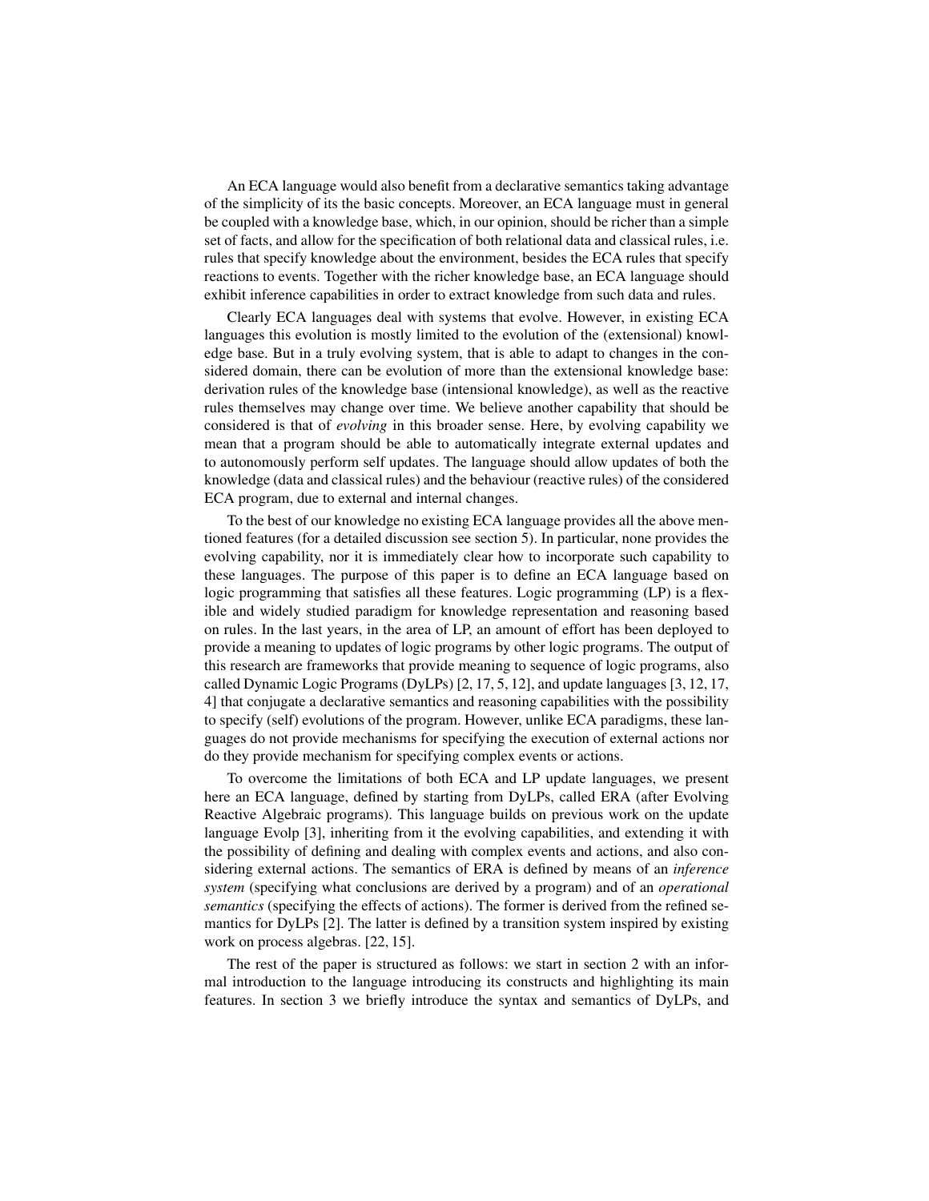An ECA language would also benefit from a declarative semantics taking advantage of the simplicity of its the basic concepts. Moreover, an ECA language must in general be coupled with a knowledge base, which, in our opinion, should be richer than a simple set of facts, and allow for the specification of both relational data and classical rules, i.e. rules that specify knowledge about the environment, besides the ECA rules that specify reactions to events. Together with the richer knowledge base, an ECA language should exhibit inference capabilities in order to extract knowledge from such data and rules.

Clearly ECA languages deal with systems that evolve. However, in existing ECA languages this evolution is mostly limited to the evolution of the (extensional) knowledge base. But in a truly evolving system, that is able to adapt to changes in the considered domain, there can be evolution of more than the extensional knowledge base: derivation rules of the knowledge base (intensional knowledge), as well as the reactive rules themselves may change over time. We believe another capability that should be considered is that of *evolving* in this broader sense. Here, by evolving capability we mean that a program should be able to automatically integrate external updates and to autonomously perform self updates. The language should allow updates of both the knowledge (data and classical rules) and the behaviour (reactive rules) of the considered ECA program, due to external and internal changes.

To the best of our knowledge no existing ECA language provides all the above mentioned features (for a detailed discussion see section 5). In particular, none provides the evolving capability, nor it is immediately clear how to incorporate such capability to these languages. The purpose of this paper is to define an ECA language based on logic programming that satisfies all these features. Logic programming (LP) is a flexible and widely studied paradigm for knowledge representation and reasoning based on rules. In the last years, in the area of LP, an amount of effort has been deployed to provide a meaning to updates of logic programs by other logic programs. The output of this research are frameworks that provide meaning to sequence of logic programs, also called Dynamic Logic Programs (DyLPs) [2, 17, 5, 12], and update languages [3, 12, 17, 4] that conjugate a declarative semantics and reasoning capabilities with the possibility to specify (self) evolutions of the program. However, unlike ECA paradigms, these languages do not provide mechanisms for specifying the execution of external actions nor do they provide mechanism for specifying complex events or actions.

To overcome the limitations of both ECA and LP update languages, we present here an ECA language, defined by starting from DyLPs, called ERA (after Evolving Reactive Algebraic programs). This language builds on previous work on the update language Evolp [3], inheriting from it the evolving capabilities, and extending it with the possibility of defining and dealing with complex events and actions, and also considering external actions. The semantics of ERA is defined by means of an *inference system* (specifying what conclusions are derived by a program) and of an *operational semantics* (specifying the effects of actions). The former is derived from the refined semantics for DyLPs [2]. The latter is defined by a transition system inspired by existing work on process algebras. [22, 15].

The rest of the paper is structured as follows: we start in section 2 with an informal introduction to the language introducing its constructs and highlighting its main features. In section 3 we briefly introduce the syntax and semantics of DyLPs, and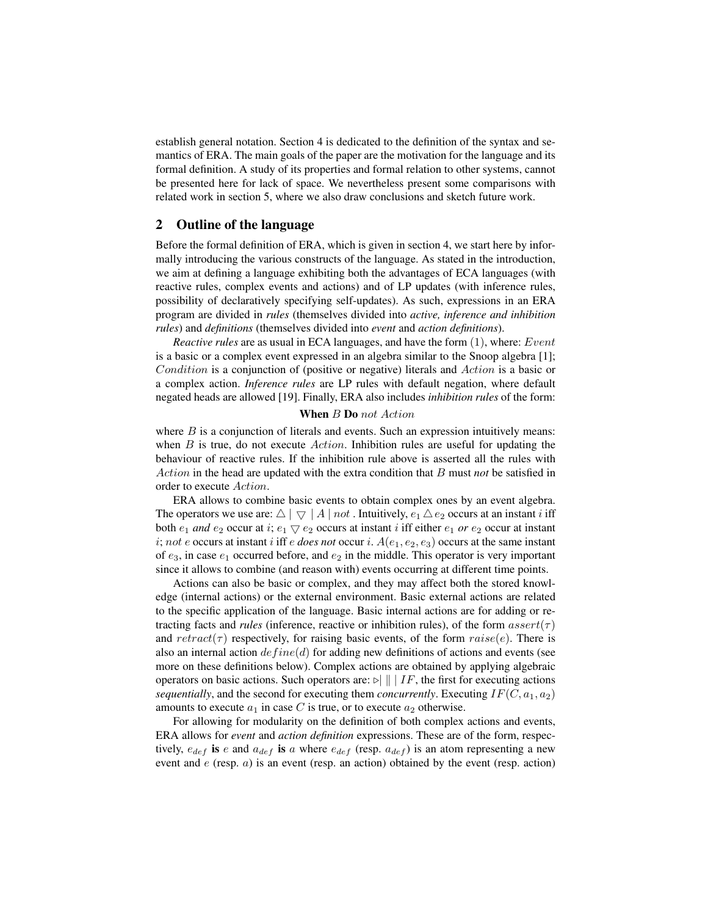establish general notation. Section 4 is dedicated to the definition of the syntax and semantics of ERA. The main goals of the paper are the motivation for the language and its formal definition. A study of its properties and formal relation to other systems, cannot be presented here for lack of space. We nevertheless present some comparisons with related work in section 5, where we also draw conclusions and sketch future work.

## 2 Outline of the language

Before the formal definition of ERA, which is given in section 4, we start here by informally introducing the various constructs of the language. As stated in the introduction, we aim at defining a language exhibiting both the advantages of ECA languages (with reactive rules, complex events and actions) and of LP updates (with inference rules, possibility of declaratively specifying self-updates). As such, expressions in an ERA program are divided in *rules* (themselves divided into *active, inference and inhibition rules*) and *definitions* (themselves divided into *event* and *action definitions*).

*Reactive rules* are as usual in ECA languages, and have the form $(1)$, where: $Event$ is a basic or a complex event expressed in an algebra similar to the Snoop algebra [1]; $Condition$ is a conjunction of (positive or negative) literals and $Action$ is a basic or a complex action. *Inference rules* are LP rules with default negation, where default negated heads are allowed [19]. Finally, ERA also includes *inhibition rules* of the form:

**When** $B$ **Do** $not\ Action$

where $B$ is a conjunction of literals and events. Such an expression intuitively means: when $B$ is true, do not execute $Action$. Inhibition rules are useful for updating the behaviour of reactive rules. If the inhibition rule above is asserted all the rules with $Action$ in the head are updated with the extra condition that $B$ must ***not*** be satisfied in order to execute $Action$.

ERA allows to combine basic events to obtain complex ones by an event algebra. The operators we use are: $\triangle \mid \bigtriangledown \mid A \mid not$ . Intuitively, $e_1 \triangle e_2$ occurs at an instant $i$ iff both $e_1$ *and* $e_2$ occur at $i$; $e_1 \bigtriangledown e_2$ occurs at instant $i$ iff either $e_1$ *or* $e_2$ occur at instant $i$; $not\ e$ occurs at instant $i$ iff $e$ ***does not*** occur $i$. $A(e_1, e_2, e_3)$ occurs at the same instant of $e_3$, in case $e_1$ occurred before, and $e_2$ in the middle. This operator is very important since it allows to combine (and reason with) events occurring at different time points.

Actions can also be basic or complex, and they may affect both the stored knowledge (internal actions) or the external environment. Basic external actions are related to the specific application of the language. Basic internal actions are for adding or retracting facts and *rules* (inference, reactive or inhibition rules), of the form $assert(\tau)$ and $retract(\tau)$ respectively, for raising basic events, of the form $raise(e)$. There is also an internal action $define(d)$ for adding new definitions of actions and events (see more on these definitions below). Complex actions are obtained by applying algebraic operators on basic actions. Such operators are: $\triangleright \mid \parallel \mid IF$, the first for executing actions *sequentially*, and the second for executing them *concurrently*. Executing $IF(C, a_1, a_2)$ amounts to execute $a_1$ in case $C$ is true, or to execute $a_2$ otherwise.

For allowing for modularity on the definition of both complex actions and events, ERA allows for *event* and *action definition* expressions. These are of the form, respectively, $e_{def}$ **is** $e$ and $a_{def}$ **is** $a$ where $e_{def}$ (resp. $a_{def}$) is an atom representing a new event and $e$ (resp. $a$) is an event (resp. an action) obtained by the event (resp. action)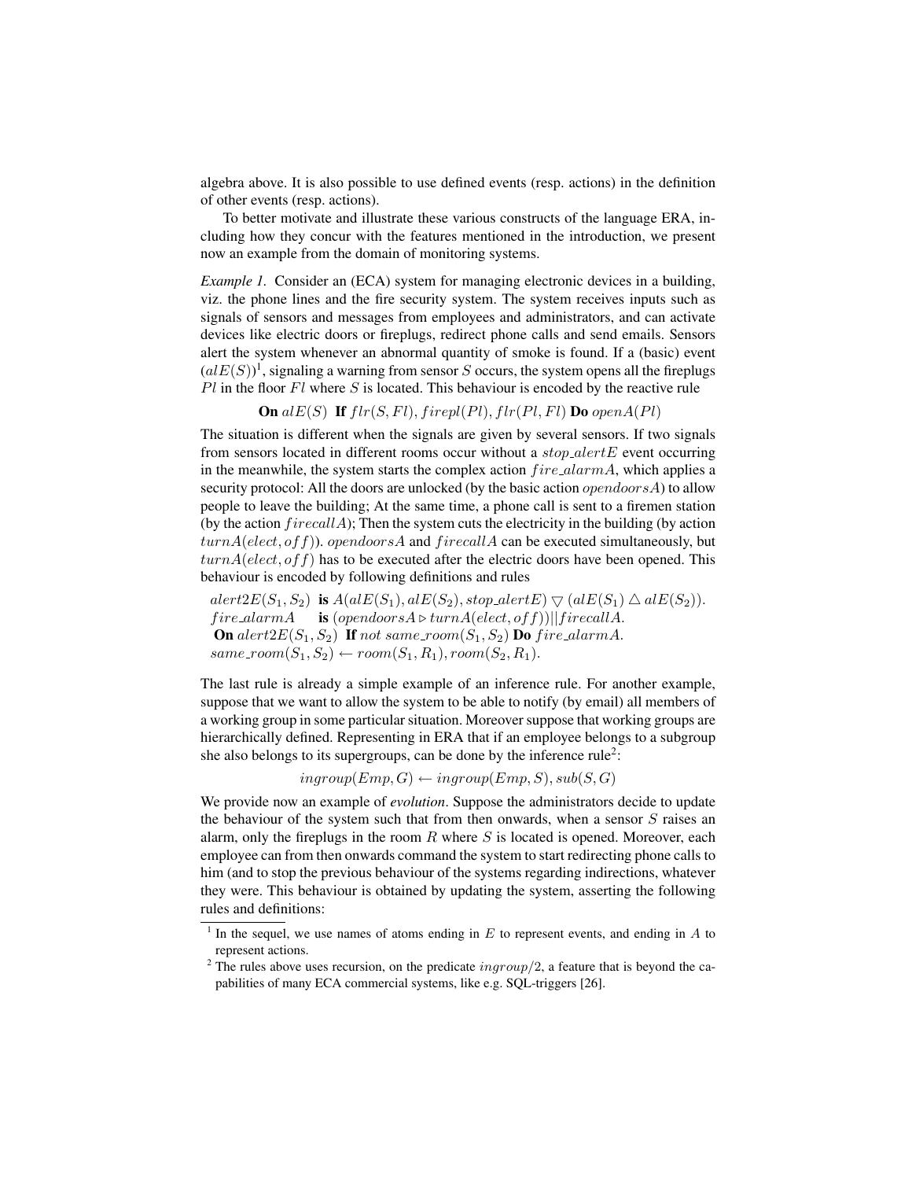algebra above. It is also possible to use defined events (resp. actions) in the definition of other events (resp. actions).

To better motivate and illustrate these various constructs of the language ERA, including how they concur with the features mentioned in the introduction, we present now an example from the domain of monitoring systems.

*Example 1.* Consider an (ECA) system for managing electronic devices in a building, viz. the phone lines and the fire security system. The system receives inputs such as signals of sensors and messages from employees and administrators, and can activate devices like electric doors or fireplugs, redirect phone calls and send emails. Sensors alert the system whenever an abnormal quantity of smoke is found. If a (basic) event $(alE(S))$[1], signaling a warning from sensor $S$ occurs, the system opens all the fireplugs $Pl$ in the floor $Fl$ where $S$ is located. This behaviour is encoded by the reactive rule

$$\textbf{On } alE(S) \;\; \textbf{If } flr(S, Fl), firepl(Pl), flr(Pl, Fl) \; \textbf{Do } openA(Pl)$$

The situation is different when the signals are given by several sensors. If two signals from sensors located in different rooms occur without a $stop\_alertE$ event occurring in the meanwhile, the system starts the complex action $fire\_alarmA$, which applies a security protocol: All the doors are unlocked (by the basic action $opendoorsA$) to allow people to leave the building; At the same time, a phone call is sent to a firemen station (by the action $firecallA$); Then the system cuts the electricity in the building (by action $turnA(elect, off)$). $opendoorsA$ and $firecallA$ can be executed simultaneously, but $turnA(elect, off)$ has to be executed after the electric doors have been opened. This behaviour is encoded by following definitions and rules

$alert2E(S_1, S_2)$ **is** $A(alE(S_1), alE(S_2), stop\_alertE) \bigtriangledown (alE(S_1) \bigtriangleup alE(S_2))$.
$fire\_alarmA$ **is** $(opendoorsA \triangleright turnA(elect, off)) || firecallA$.
**On** $alert2E(S_1, S_2)$ **If** $not\ same\_room(S_1, S_2)$ **Do** $fire\_alarmA$.
$same\_room(S_1, S_2) \leftarrow room(S_1, R_1), room(S_2, R_1)$.

The last rule is already a simple example of an inference rule. For another example, suppose that we want to allow the system to be able to notify (by email) all members of a working group in some particular situation. Moreover suppose that working groups are hierarchically defined. Representing in ERA that if an employee belongs to a subgroup she also belongs to its supergroups, can be done by the inference rule[2]:

$$ingroup(Emp, G) \leftarrow ingroup(Emp, S), sub(S, G)$$

We provide now an example of *evolution*. Suppose the administrators decide to update the behaviour of the system such that from then onwards, when a sensor $S$ raises an alarm, only the fireplugs in the room $R$ where $S$ is located is opened. Moreover, each employee can from then onwards command the system to start redirecting phone calls to him (and to stop the previous behaviour of the systems regarding indirections, whatever they were. This behaviour is obtained by updating the system, asserting the following rules and definitions:

[1] In the sequel, we use names of atoms ending in $E$ to represent events, and ending in $A$ to represent actions.

[2] The rules above uses recursion, on the predicate $ingroup/2$, a feature that is beyond the capabilities of many ECA commercial systems, like e.g. SQL-triggers [26].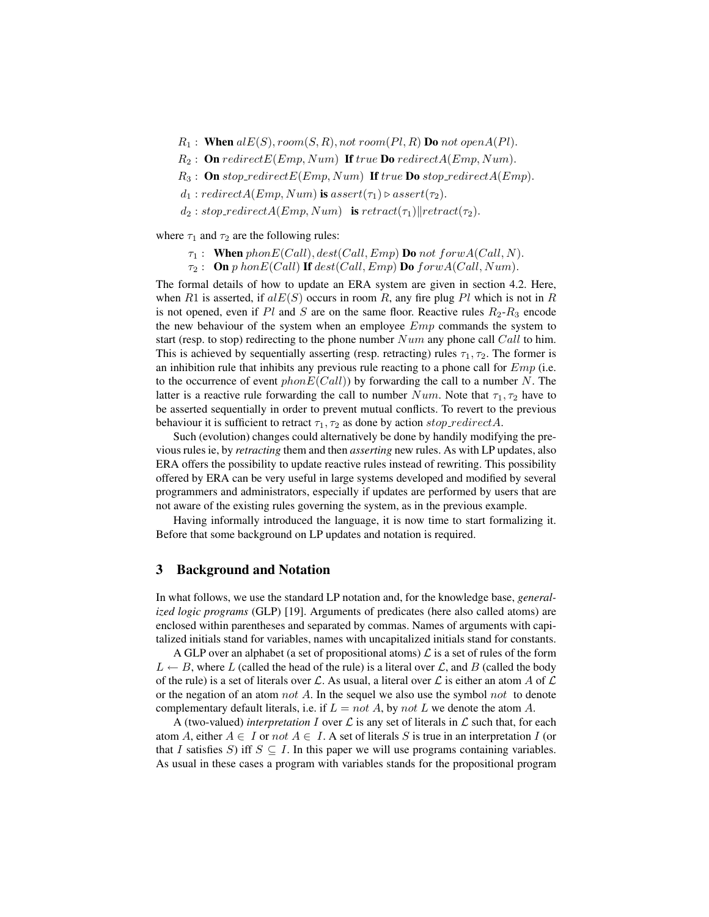$R_1$ : **When** $alE(S), room(S, R), not\ room(Pl, R)$ **Do** $not\ openA(Pl)$.

$R_2$ : **On** $redirectE(Emp, Num)$ **If** $true$ **Do** $redirectA(Emp, Num)$.

$R_3$ : **On** $stop\_redirectE(Emp, Num)$ **If** $true$ **Do** $stop\_redirectA(Emp)$.

$d_1 : redirectA(Emp, Num)$ **is** $assert(\tau_1) \triangleright assert(\tau_2)$.

$d_2 : stop\_redirectA(Emp, Num)$ **is** $retract(\tau_1) \| retract(\tau_2)$.

where $\tau_1$ and $\tau_2$ are the following rules:

$\tau_1$ : **When** $phonE(Call), dest(Call, Emp)$ **Do** $not\ forwA(Call, N)$.

$\tau_2$ : **On** $p\ honE(Call)$ **If** $dest(Call, Emp)$ **Do** $forwA(Call, Num)$.

The formal details of how to update an ERA system are given in section 4.2. Here, when R1 is asserted, if $alE(S)$ occurs in room $R$, any fire plug $Pl$ which is not in $R$ is not opened, even if $Pl$ and $S$ are on the same floor. Reactive rules $R_2$-$R_3$ encode the new behaviour of the system when an employee $Emp$ commands the system to start (resp. to stop) redirecting to the phone number $Num$ any phone call $Call$ to him. This is achieved by sequentially asserting (resp. retracting) rules $\tau_1, \tau_2$. The former is an inhibition rule that inhibits any previous rule reacting to a phone call for $Emp$ (i.e. to the occurrence of event $phonE(Call)$) by forwarding the call to a number $N$. The latter is a reactive rule forwarding the call to number $Num$. Note that $\tau_1, \tau_2$ have to be asserted sequentially in order to prevent mutual conflicts. To revert to the previous behaviour it is sufficient to retract $\tau_1, \tau_2$ as done by action $stop\_redirectA$.

Such (evolution) changes could alternatively be done by handily modifying the previous rules ie, by *retracting* them and then *asserting* new rules. As with LP updates, also ERA offers the possibility to update reactive rules instead of rewriting. This possibility offered by ERA can be very useful in large systems developed and modified by several programmers and administrators, especially if updates are performed by users that are not aware of the existing rules governing the system, as in the previous example.

Having informally introduced the language, it is now time to start formalizing it. Before that some background on LP updates and notation is required.

## 3 Background and Notation

In what follows, we use the standard LP notation and, for the knowledge base, *generalized logic programs* (GLP) [19]. Arguments of predicates (here also called atoms) are enclosed within parentheses and separated by commas. Names of arguments with capitalized initials stand for variables, names with uncapitalized initials stand for constants.

A GLP over an alphabet (a set of propositional atoms) $\mathcal{L}$ is a set of rules of the form $L \leftarrow B$, where $L$ (called the head of the rule) is a literal over $\mathcal{L}$, and $B$ (called the body of the rule) is a set of literals over $\mathcal{L}$. As usual, a literal over $\mathcal{L}$ is either an atom $A$ of $\mathcal{L}$ or the negation of an atom $not\ A$. In the sequel we also use the symbol $not$ to denote complementary default literals, i.e. if $L = not\ A$, by $not\ L$ we denote the atom $A$.

A (two-valued) *interpretation* $I$ over $\mathcal{L}$ is any set of literals in $\mathcal{L}$ such that, for each atom $A$, either $A \in I$ or $not\ A \in I$. A set of literals $S$ is true in an interpretation $I$ (or that $I$ satisfies $S$) iff $S \subseteq I$. In this paper we will use programs containing variables. As usual in these cases a program with variables stands for the propositional program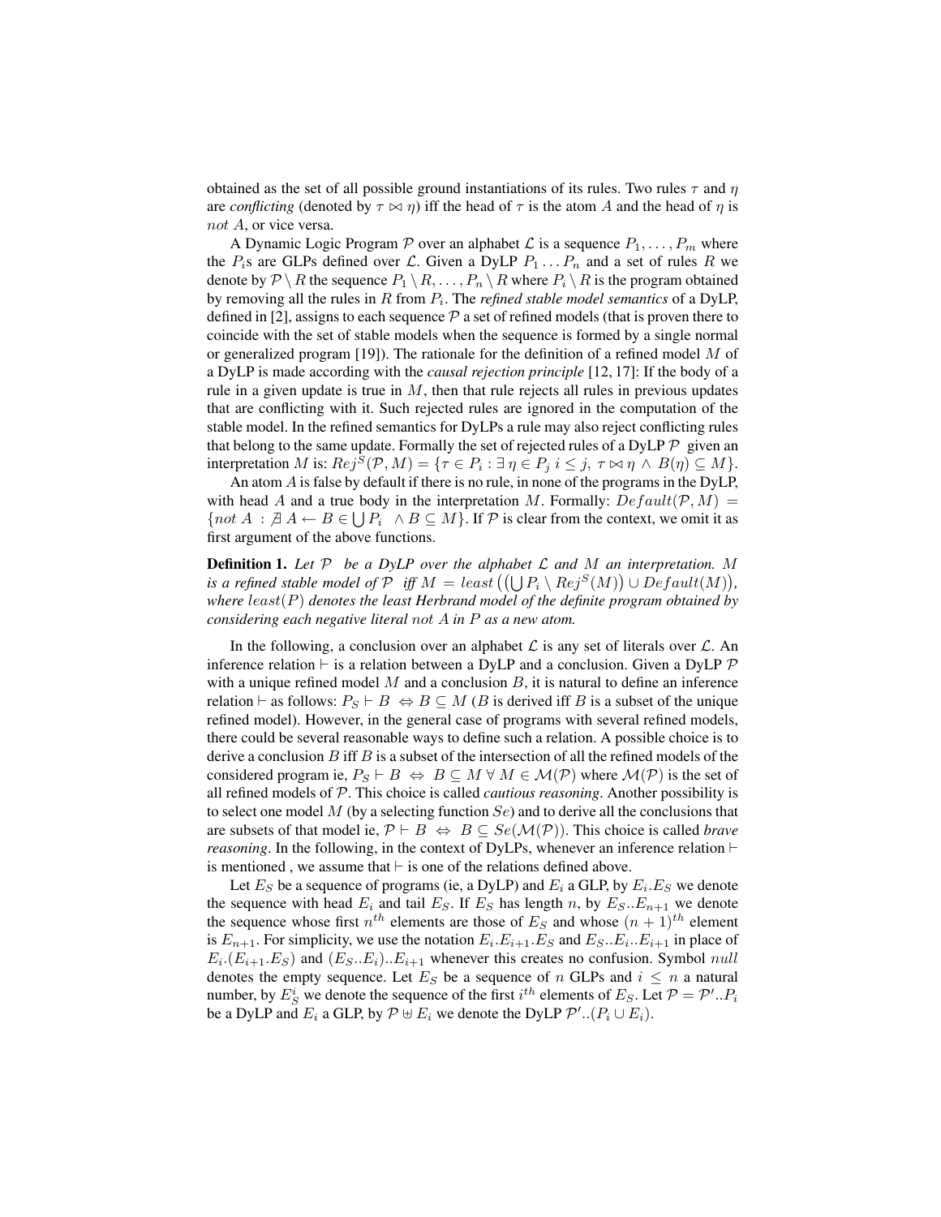obtained as the set of all possible ground instantiations of its rules. Two rules $\tau$ and $\eta$ are *conflicting* (denoted by $\tau \bowtie \eta$) iff the head of $\tau$ is the atom $A$ and the head of $\eta$ is $not\ A$, or vice versa.

A Dynamic Logic Program $\mathcal{P}$ over an alphabet $\mathcal{L}$ is a sequence $P_1, \ldots, P_m$ where the $P_i$s are GLPs defined over $\mathcal{L}$. Given a DyLP $P_1 \ldots P_n$ and a set of rules $R$ we denote by $\mathcal{P} \setminus R$ the sequence $P_1 \setminus R, \ldots, P_n \setminus R$ where $P_i \setminus R$ is the program obtained by removing all the rules in $R$ from $P_i$. The *refined stable model semantics* of a DyLP, defined in [2], assigns to each sequence $\mathcal{P}$ a set of refined models (that is proven there to coincide with the set of stable models when the sequence is formed by a single normal or generalized program [19]). The rationale for the definition of a refined model $M$ of a DyLP is made according with the *causal rejection principle* [12, 17]: If the body of a rule in a given update is true in $M$, then that rule rejects all rules in previous updates that are conflicting with it. Such rejected rules are ignored in the computation of the stable model. In the refined semantics for DyLPs a rule may also reject conflicting rules that belong to the same update. Formally the set of rejected rules of a DyLP $\mathcal{P}$ given an interpretation $M$ is: $Rej^S(\mathcal{P}, M) = \{\tau \in P_i : \exists\, \eta \in P_j\ i \leq j,\ \tau \bowtie \eta\ \wedge\ B(\eta) \subseteq M\}$.

An atom $A$ is false by default if there is no rule, in none of the programs in the DyLP, with head $A$ and a true body in the interpretation $M$. Formally: $Default(\mathcal{P}, M) = \{not\ A\ :\ \nexists\, A \leftarrow B \in \bigcup P_i\ \ \wedge B \subseteq M\}$. If $\mathcal{P}$ is clear from the context, we omit it as first argument of the above functions.

**Definition 1.** *Let $\mathcal{P}$ be a DyLP over the alphabet $\mathcal{L}$ and $M$ an interpretation. $M$ is a refined stable model of $\mathcal{P}$ iff $M = least\left(\left(\bigcup P_i \setminus Rej^S(M)\right) \cup Default(M)\right)$, where $least(P)$ denotes the least Herbrand model of the definite program obtained by considering each negative literal $not\ A$ in $P$ as a new atom.*

In the following, a conclusion over an alphabet $\mathcal{L}$ is any set of literals over $\mathcal{L}$. An inference relation $\vdash$ is a relation between a DyLP and a conclusion. Given a DyLP $\mathcal{P}$ with a unique refined model $M$ and a conclusion $B$, it is natural to define an inference relation $\vdash$ as follows: $P_S \vdash B \Leftrightarrow B \subseteq M$ ($B$ is derived iff $B$ is a subset of the unique refined model). However, in the general case of programs with several refined models, there could be several reasonable ways to define such a relation. A possible choice is to derive a conclusion $B$ iff $B$ is a subset of the intersection of all the refined models of the considered program ie, $P_S \vdash B \ \Leftrightarrow\ B \subseteq M\ \forall\ M \in \mathcal{M}(\mathcal{P})$ where $\mathcal{M}(\mathcal{P})$ is the set of all refined models of $\mathcal{P}$. This choice is called *cautious reasoning*. Another possibility is to select one model $M$ (by a selecting function $Se$) and to derive all the conclusions that are subsets of that model ie, $\mathcal{P} \vdash B \ \Leftrightarrow\ B \subseteq Se(\mathcal{M}(\mathcal{P}))$. This choice is called *brave reasoning*. In the following, in the context of DyLPs, whenever an inference relation $\vdash$ is mentioned , we assume that $\vdash$ is one of the relations defined above.

Let $E_S$ be a sequence of programs (ie, a DyLP) and $E_i$ a GLP, by $E_i.E_S$ we denote the sequence with head $E_i$ and tail $E_S$. If $E_S$ has length $n$, by $E_S..E_{n+1}$ we denote the sequence whose first $n^{th}$ elements are those of $E_S$ and whose $(n+1)^{th}$ element is $E_{n+1}$. For simplicity, we use the notation $E_i.E_{i+1}.E_S$ and $E_S..E_i..E_{i+1}$ in place of $E_i.(E_{i+1}.E_S)$ and $(E_S..E_i)..E_{i+1}$ whenever this creates no confusion. Symbol $null$ denotes the empty sequence. Let $E_S$ be a sequence of $n$ GLPs and $i \leq n$ a natural number, by $E_S^i$ we denote the sequence of the first $i^{th}$ elements of $E_S$. Let $\mathcal{P} = \mathcal{P}'..P_i$ be a DyLP and $E_i$ a GLP, by $\mathcal{P} \uplus E_i$ we denote the DyLP $\mathcal{P}'..(P_i \cup E_i)$.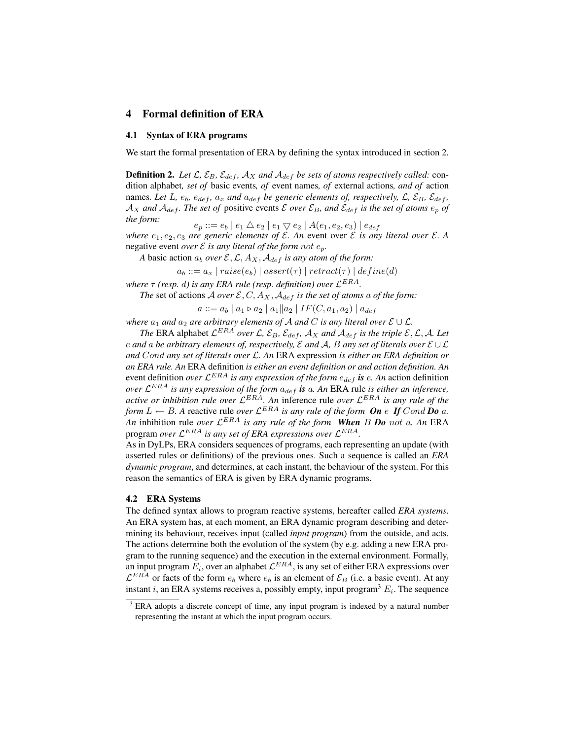## 4 Formal definition of ERA

### 4.1 Syntax of ERA programs

We start the formal presentation of ERA by defining the syntax introduced in section 2.

**Definition 2.** *Let $\mathcal{L}$, $\mathcal{E}_B$, $\mathcal{E}_{def}$, $\mathcal{A}_X$ and $\mathcal{A}_{def}$ be sets of atoms respectively called:* condition alphabet*, set of* basic events*, of* event names*, of* external actions*, and of* action names*. Let $L$, $e_b$, $e_{def}$, $a_x$ and $a_{def}$ be generic elements of, respectively, $\mathcal{L}$, $\mathcal{E}_B$, $\mathcal{E}_{def}$, $\mathcal{A}_X$ and $\mathcal{A}_{def}$. The set of* positive events *$\mathcal{E}$ over $\mathcal{E}_B$, and $\mathcal{E}_{def}$ is the set of atoms $e_p$ of the form:*

$$e_p ::= e_b \mid e_1 \triangle e_2 \mid e_1 \bigtriangledown e_2 \mid A(e_1, e_2, e_3) \mid e_{def}$$

*where $e_1, e_2, e_3$ are generic elements of $\mathcal{E}$. An* event *over $\mathcal{E}$ is any literal over $\mathcal{E}$. A* negative event *over $\mathcal{E}$ is any literal of the form $not\ e_p$.*

*A* basic action *$a_b$ over $\mathcal{E}, \mathcal{L}, A_X, \mathcal{A}_{def}$ is any atom of the form:*

$$a_b ::= a_x \mid raise(e_b) \mid assert(\tau) \mid retract(\tau) \mid define(d)$$

*where $\tau$ (resp. $d$) is any ERA rule (resp. definition) over $\mathcal{L}^{ERA}$.*

*The* set of actions *$\mathcal{A}$ over $\mathcal{E}, C, A_X, \mathcal{A}_{def}$ is the set of atoms $a$ of the form:*

$$a ::= a_b \mid a_1 \triangleright a_2 \mid a_1 \| a_2 \mid IF(C, a_1, a_2) \mid a_{def}$$

*where $a_1$ and $a_2$ are arbitrary elements of $\mathcal{A}$ and $C$ is any literal over $\mathcal{E} \cup \mathcal{L}$.*

*The* ERA alphabet *$\mathcal{L}^{ERA}$ over $\mathcal{L}$, $\mathcal{E}_B$, $\mathcal{E}_{def}$, $\mathcal{A}_X$ and $\mathcal{A}_{def}$ is the triple $\mathcal{E}, \mathcal{L}, \mathcal{A}$. Let $e$ and $a$ be arbitrary elements of, respectively, $\mathcal{E}$ and $\mathcal{A}$, $B$ any set of literals over $\mathcal{E} \cup \mathcal{L}$ and $Cond$ any set of literals over $\mathcal{L}$. An* ERA expression *is either an ERA definition or an ERA rule. An* ERA definition *is either an event definition or and action definition. An* event definition *over $\mathcal{L}^{ERA}$ is any expression of the form $e_{def}$ **is** $e$. An* action definition *over $\mathcal{L}^{ERA}$ is any expression of the form $a_{def}$ **is** $a$. An* ERA rule *is either an inference, active or inhibition rule over $\mathcal{L}^{ERA}$. An* inference rule *over $\mathcal{L}^{ERA}$ is any rule of the form $L \leftarrow B$. A* reactive rule *over $\mathcal{L}^{ERA}$ is any rule of the form **On** $e$ **If** $Cond$ **Do** $a$. An* inhibition rule *over $\mathcal{L}^{ERA}$ is any rule of the form **When** $B$ **Do** $not\ a$. An* ERA program *over $\mathcal{L}^{ERA}$ is any set of ERA expressions over $\mathcal{L}^{ERA}$.*

As in DyLPs, ERA considers sequences of programs, each representing an update (with asserted rules or definitions) of the previous ones. Such a sequence is called an *ERA dynamic program*, and determines, at each instant, the behaviour of the system. For this reason the semantics of ERA is given by ERA dynamic programs.

### 4.2 ERA Systems

The defined syntax allows to program reactive systems, hereafter called *ERA systems*. An ERA system has, at each moment, an ERA dynamic program describing and determining its behaviour, receives input (called *input program*) from the outside, and acts. The actions determine both the evolution of the system (by e.g. adding a new ERA program to the running sequence) and the execution in the external environment. Formally, an input program $E_i$, over an alphabet $\mathcal{L}^{ERA}$, is any set of either ERA expressions over $\mathcal{L}^{ERA}$ or facts of the form $e_b$ where $e_b$ is an element of $\mathcal{E}_B$ (i.e. a basic event). At any instant $i$, an ERA systems receives a, possibly empty, input program[3] $E_i$. The sequence

[3] ERA adopts a discrete concept of time, any input program is indexed by a natural number representing the instant at which the input program occurs.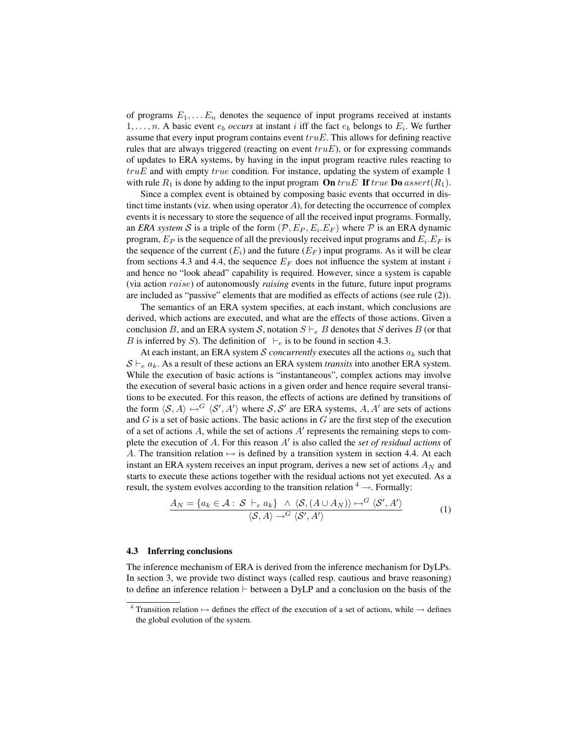of programs $E_1, \ldots E_n$ denotes the sequence of input programs received at instants $1, \ldots, n$. A basic event $e_b$ *occurs* at instant $i$ iff the fact $e_b$ belongs to $E_i$. We further assume that every input program contains event $truE$. This allows for defining reactive rules that are always triggered (reacting on event $truE$), or for expressing commands of updates to ERA systems, by having in the input program reactive rules reacting to $truE$ and with empty $true$ condition. For instance, updating the system of example 1 with rule $R_1$ is done by adding to the input program **On** $truE$ **If** $true$ **Do** $assert(R_1)$.

Since a complex event is obtained by composing basic events that occurred in distinct time instants (viz. when using operator $A$), for detecting the occurrence of complex events it is necessary to store the sequence of all the received input programs. Formally, an *ERA system* $\mathcal{S}$ is a triple of the form $(\mathcal{P}, E_P, E_i.E_F)$ where $\mathcal{P}$ is an ERA dynamic program, $E_P$ is the sequence of all the previously received input programs and $E_i.E_F$ is the sequence of the current ($E_i$) and the future ($E_F$) input programs. As it will be clear from sections 4.3 and 4.4, the sequence $E_F$ does not influence the system at instant $i$ and hence no "look ahead" capability is required. However, since a system is capable (via action $raise$) of autonomously *raising* events in the future, future input programs are included as "passive" elements that are modified as effects of actions (see rule (2)).

The semantics of an ERA system specifies, at each instant, which conclusions are derived, which actions are executed, and what are the effects of those actions. Given a conclusion $B$, and an ERA system $\mathcal{S}$, notation $S \vdash_e B$ denotes that $S$ derives $B$ (or that $B$ is inferred by $S$). The definition of $\vdash_e$ is to be found in section 4.3.

At each instant, an ERA system $\mathcal{S}$ *concurrently* executes all the actions $a_k$ such that $\mathcal{S} \vdash_e a_k$. As a result of these actions an ERA system *transits* into another ERA system. While the execution of basic actions is "instantaneous", complex actions may involve the execution of several basic actions in a given order and hence require several transitions to be executed. For this reason, the effects of actions are defined by transitions of the form $\langle \mathcal{S}, A \rangle \mapsto^G \langle \mathcal{S}', A' \rangle$ where $\mathcal{S}, \mathcal{S}'$ are ERA systems, $A, A'$ are sets of actions and $G$ is a set of basic actions. The basic actions in $G$ are the first step of the execution of a set of actions $A$, while the set of actions $A'$ represents the remaining steps to complete the execution of $A$. For this reason $A'$ is also called the *set of residual actions* of $A$. The transition relation $\mapsto$ is defined by a transition system in section 4.4. At each instant an ERA system receives an input program, derives a new set of actions $A_N$ and starts to execute these actions together with the residual actions not yet executed. As a result, the system evolves according to the transition relation [4] $\rightarrow$. Formally:

$$\frac{A_N = \{a_k \in \mathcal{A} : \mathcal{S} \vdash_e a_k\} \ \wedge \ \langle \mathcal{S}, (A \cup A_N) \rangle \mapsto^G \langle \mathcal{S}', A' \rangle}{\langle \mathcal{S}, A \rangle \rightarrow^G \langle \mathcal{S}', A' \rangle} \tag{1}$$

### 4.3 Inferring conclusions

The inference mechanism of ERA is derived from the inference mechanism for DyLPs. In section 3, we provide two distinct ways (called resp. cautious and brave reasoning) to define an inference relation $\vdash$ between a DyLP and a conclusion on the basis of the

[4] Transition relation $\mapsto$ defines the effect of the execution of a set of actions, while $\rightarrow$ defines the global evolution of the system.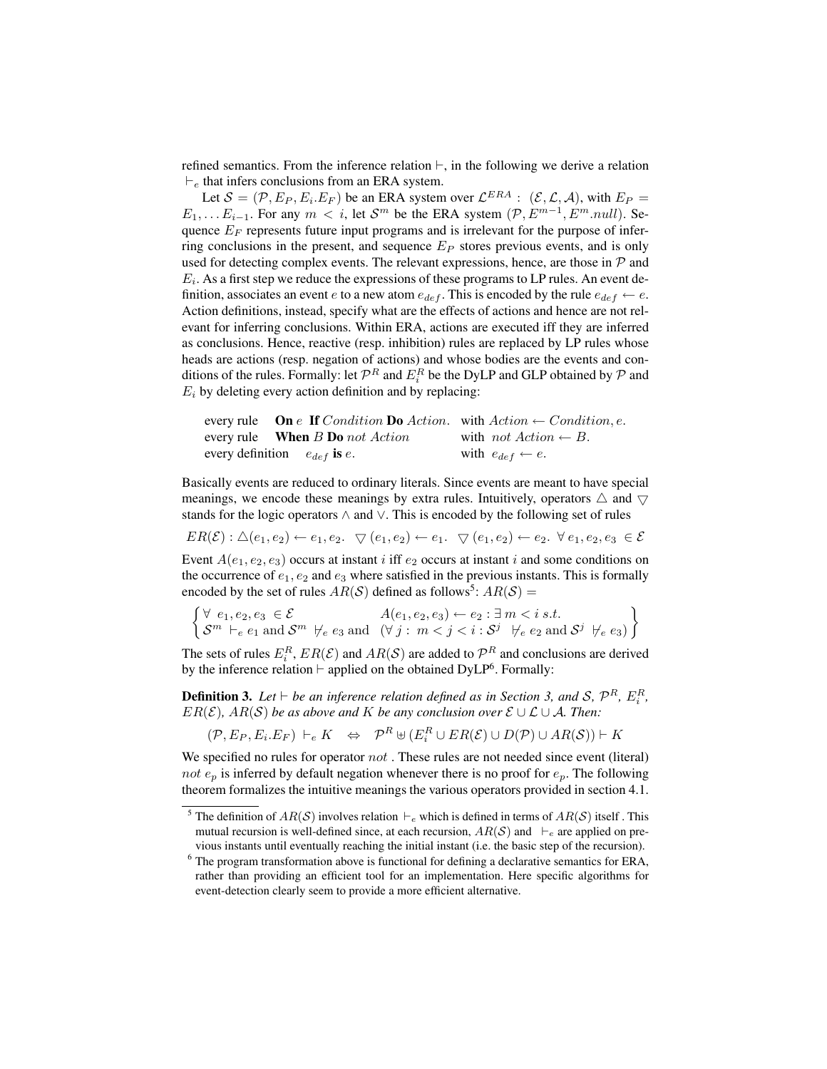refined semantics. From the inference relation $\vdash$, in the following we derive a relation $\vdash_e$ that infers conclusions from an ERA system.

Let $\mathcal{S} = (\mathcal{P}, E_P, E_i.E_F)$ be an ERA system over $\mathcal{L}^{ERA} : (\mathcal{E}, \mathcal{L}, \mathcal{A})$, with $E_P = E_1, \ldots E_{i-1}$. For any $m < i$, let $\mathcal{S}^m$ be the ERA system $(\mathcal{P}, E^{m-1}, E^m.null)$. Sequence $E_F$ represents future input programs and is irrelevant for the purpose of inferring conclusions in the present, and sequence $E_P$ stores previous events, and is only used for detecting complex events. The relevant expressions, hence, are those in $\mathcal{P}$ and $E_i$. As a first step we reduce the expressions of these programs to LP rules. An event definition, associates an event $e$ to a new atom $e_{def}$. This is encoded by the rule $e_{def} \leftarrow e$. Action definitions, instead, specify what are the effects of actions and hence are not relevant for inferring conclusions. Within ERA, actions are executed iff they are inferred as conclusions. Hence, reactive (resp. inhibition) rules are replaced by LP rules whose heads are actions (resp. negation of actions) and whose bodies are the events and conditions of the rules. Formally: let $\mathcal{P}^R$ and $E_i^R$ be the DyLP and GLP obtained by $\mathcal{P}$ and $E_i$ by deleting every action definition and by replacing:

| | | |
|---|---|---|
| every rule | **On** $e$ **If** $Condition$ **Do** $Action$. | with $Action \leftarrow Condition, e$. |
| every rule | **When** $B$ **Do** $not\ Action$ | with $not\ Action \leftarrow B$. |
| every definition | $e_{def}$ **is** $e$. | with $e_{def} \leftarrow e$. |

Basically events are reduced to ordinary literals. Since events are meant to have special meanings, we encode these meanings by extra rules. Intuitively, operators $\triangle$ and $\triangledown$ stands for the logic operators $\wedge$ and $\vee$. This is encoded by the following set of rules

$$ER(\mathcal{E}) : \triangle(e_1, e_2) \leftarrow e_1, e_2. \quad \triangledown(e_1, e_2) \leftarrow e_1. \quad \triangledown(e_1, e_2) \leftarrow e_2. \ \forall\, e_1, e_2, e_3 \in \mathcal{E}$$

Event $A(e_1, e_2, e_3)$ occurs at instant $i$ iff $e_2$ occurs at instant $i$ and some conditions on the occurrence of $e_1$, $e_2$ and $e_3$ where satisfied in the previous instants. This is formally encoded by the set of rules $AR(\mathcal{S})$ defined as follows[5]: $AR(\mathcal{S}) =$

$$\left\{ \begin{array}{ll} \forall\ e_1, e_2, e_3 \in \mathcal{E} & A(e_1, e_2, e_3) \leftarrow e_2 : \exists\, m < i \ s.t. \\ \mathcal{S}^m \vdash_e e_1 \text{ and } \mathcal{S}^m \not\vdash_e e_3 \text{ and } & (\forall\, j :\ m < j < i : \mathcal{S}^j \not\vdash_e e_2 \text{ and } \mathcal{S}^j \not\vdash_e e_3) \end{array} \right\}$$

The sets of rules $E_i^R$, $ER(\mathcal{E})$ and $AR(\mathcal{S})$ are added to $\mathcal{P}^R$ and conclusions are derived by the inference relation $\vdash$ applied on the obtained DyLP[6]. Formally:

**Definition 3.** *Let $\vdash$ be an inference relation defined as in Section 3, and $\mathcal{S}$, $\mathcal{P}^R$, $E_i^R$, $ER(\mathcal{E})$, $AR(\mathcal{S})$ be as above and $K$ be any conclusion over $\mathcal{E} \cup \mathcal{L} \cup \mathcal{A}$. Then:*

$$(\mathcal{P}, E_P, E_i.E_F) \vdash_e K \quad \Leftrightarrow \quad \mathcal{P}^R \uplus (E_i^R \cup ER(\mathcal{E}) \cup D(\mathcal{P}) \cup AR(\mathcal{S})) \vdash K$$

We specified no rules for operator $not$. These rules are not needed since event (literal) $not\ e_p$ is inferred by default negation whenever there is no proof for $e_p$. The following theorem formalizes the intuitive meanings the various operators provided in section 4.1.

---

[5] The definition of $AR(\mathcal{S})$ involves relation $\vdash_e$ which is defined in terms of $AR(\mathcal{S})$ itself . This mutual recursion is well-defined since, at each recursion, $AR(\mathcal{S})$ and $\vdash_e$ are applied on previous instants until eventually reaching the initial instant (i.e. the basic step of the recursion).

[6] The program transformation above is functional for defining a declarative semantics for ERA, rather than providing an efficient tool for an implementation. Here specific algorithms for event-detection clearly seem to provide a more efficient alternative.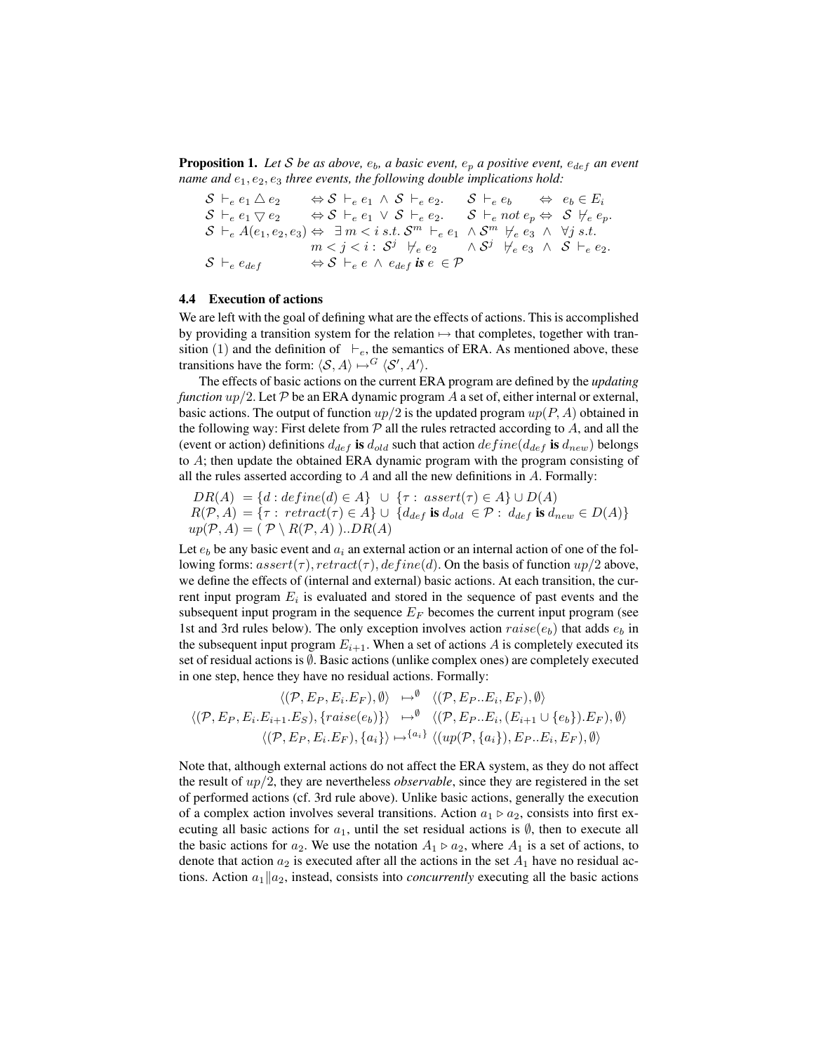**Proposition 1.** *Let $\mathcal{S}$ be as above, $e_b$, a basic event, $e_p$ a positive event, $e_{def}$ an event name and $e_1, e_2, e_3$ three events, the following double implications hold:*

$$
\begin{array}{llll}
\mathcal{S} \vdash_e e_1 \triangle e_2 & \Leftrightarrow \mathcal{S} \vdash_e e_1 \wedge \mathcal{S} \vdash_e e_2. & \mathcal{S} \vdash_e e_b & \Leftrightarrow e_b \in E_i \\
\mathcal{S} \vdash_e e_1 \bigtriangledown e_2 & \Leftrightarrow \mathcal{S} \vdash_e e_1 \vee \mathcal{S} \vdash_e e_2. & \mathcal{S} \vdash_e not\, e_p & \Leftrightarrow \mathcal{S} \not\vdash_e e_p. \\
\mathcal{S} \vdash_e A(e_1, e_2, e_3) & \multicolumn{3}{l}{\Leftrightarrow \exists\, m < i \; s.t.\; \mathcal{S}^m \vdash_e e_1 \wedge \mathcal{S}^m \not\vdash_e e_3 \wedge \forall j \; s.t.} \\
 & \multicolumn{3}{l}{\quad m < j < i : \mathcal{S}^j \not\vdash_e e_2 \quad \wedge \mathcal{S}^j \not\vdash_e e_3 \wedge \mathcal{S} \vdash_e e_2.} \\
\mathcal{S} \vdash_e e_{def} & \multicolumn{3}{l}{\Leftrightarrow \mathcal{S} \vdash_e e \wedge e_{def} \textbf{ is } e \in \mathcal{P}}
\end{array}
$$

### 4.4 Execution of actions

We are left with the goal of defining what are the effects of actions. This is accomplished by providing a transition system for the relation $\mapsto$ that completes, together with transition (1) and the definition of $\vdash_e$, the semantics of ERA. As mentioned above, these transitions have the form: $\langle \mathcal{S}, A \rangle \mapsto^G \langle \mathcal{S}', A' \rangle$.

The effects of basic actions on the current ERA program are defined by the *updating function* $up/2$. Let $\mathcal{P}$ be an ERA dynamic program $A$ a set of, either internal or external, basic actions. The output of function $up/2$ is the updated program $up(P, A)$ obtained in the following way: First delete from $\mathcal{P}$ all the rules retracted according to $A$, and all the (event or action) definitions $d_{def}$ **is** $d_{old}$ such that action $define(d_{def}$ **is** $d_{new})$ belongs to $A$; then update the obtained ERA dynamic program with the program consisting of all the rules asserted according to $A$ and all the new definitions in $A$. Formally:

$$
\begin{array}{ll}
DR(A) & = \{d : define(d) \in A\} \;\cup\; \{\tau : \, assert(\tau) \in A\} \cup D(A) \\
R(\mathcal{P}, A) & = \{\tau : \, retract(\tau) \in A\} \cup \{d_{def} \textbf{ is } d_{old} \in \mathcal{P} : \, d_{def} \textbf{ is } d_{new} \in D(A)\} \\
up(\mathcal{P}, A) & = (\, \mathcal{P} \setminus R(\mathcal{P}, A)\,)..DR(A)
\end{array}
$$

Let $e_b$ be any basic event and $a_i$ an external action or an internal action of one of the following forms: $assert(\tau), retract(\tau), define(d)$. On the basis of function $up/2$ above, we define the effects of (internal and external) basic actions. At each transition, the current input program $E_i$ is evaluated and stored in the sequence of past events and the subsequent input program in the sequence $E_F$ becomes the current input program (see 1st and 3rd rules below). The only exception involves action $raise(e_b)$ that adds $e_b$ in the subsequent input program $E_{i+1}$. When a set of actions $A$ is completely executed its set of residual actions is $\emptyset$. Basic actions (unlike complex ones) are completely executed in one step, hence they have no residual actions. Formally:

$$
\begin{array}{rll}
\langle(\mathcal{P}, E_P, E_i.E_F), \emptyset\rangle & \mapsto^{\emptyset} & \langle(\mathcal{P}, E_P..E_i, E_F), \emptyset\rangle \\
\langle(\mathcal{P}, E_P, E_i.E_{i+1}.E_S), \{raise(e_b)\}\rangle & \mapsto^{\emptyset} & \langle(\mathcal{P}, E_P..E_i, (E_{i+1} \cup \{e_b\}).E_F), \emptyset\rangle \\
\langle(\mathcal{P}, E_P, E_i.E_F), \{a_i\}\rangle & \mapsto^{\{a_i\}} & \langle(up(\mathcal{P}, \{a_i\}), E_P..E_i, E_F), \emptyset\rangle
\end{array}
$$

Note that, although external actions do not affect the ERA system, as they do not affect the result of $up/2$, they are nevertheless *observable*, since they are registered in the set of performed actions (cf. 3rd rule above). Unlike basic actions, generally the execution of a complex action involves several transitions. Action $a_1 \triangleright a_2$, consists into first executing all basic actions for $a_1$, until the set residual actions is $\emptyset$, then to execute all the basic actions for $a_2$. We use the notation $A_1 \triangleright a_2$, where $A_1$ is a set of actions, to denote that action $a_2$ is executed after all the actions in the set $A_1$ have no residual actions. Action $a_1 \| a_2$, instead, consists into *concurrently* executing all the basic actions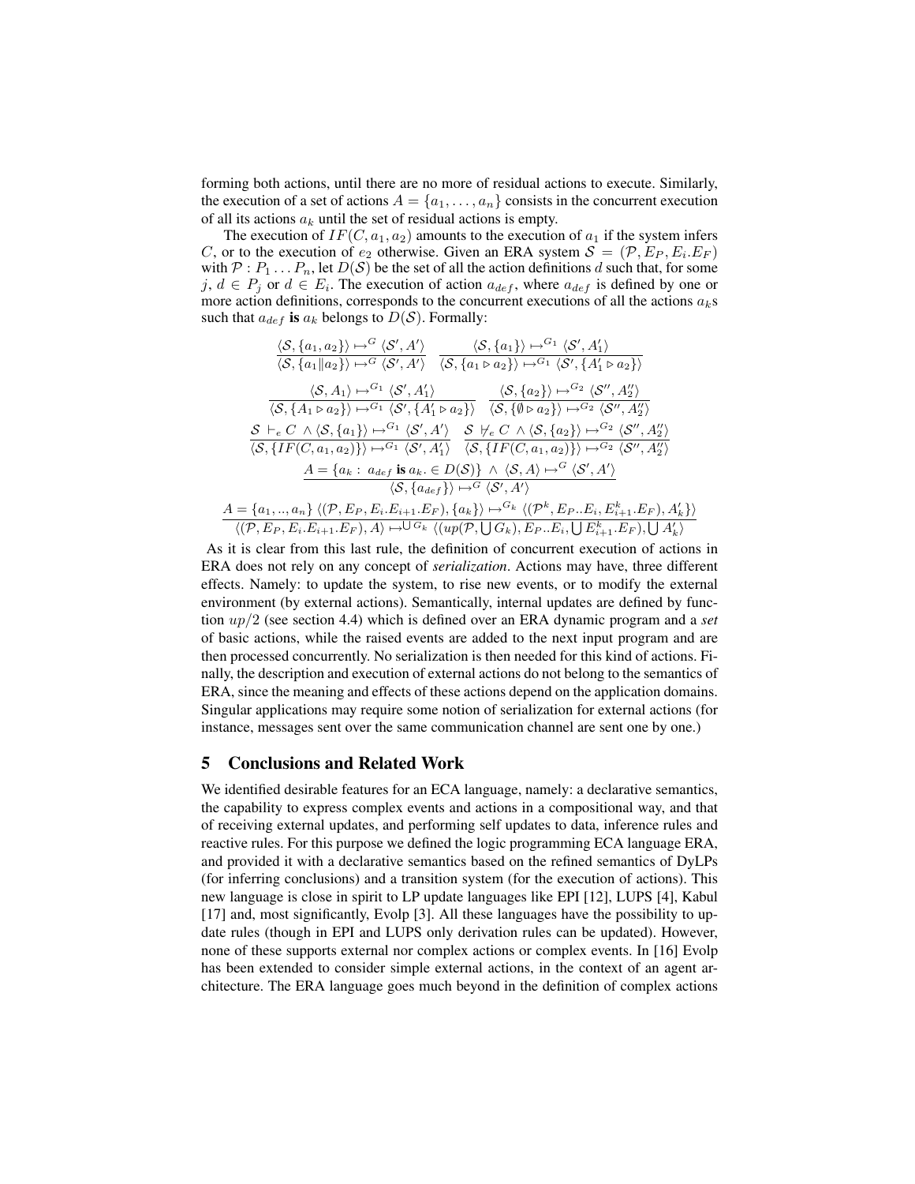forming both actions, until there are no more of residual actions to execute. Similarly, the execution of a set of actions $A = \{a_1, \ldots, a_n\}$ consists in the concurrent execution of all its actions $a_k$ until the set of residual actions is empty.

The execution of $IF(C, a_1, a_2)$ amounts to the execution of $a_1$ if the system infers $C$, or to the execution of $e_2$ otherwise. Given an ERA system $\mathcal{S} = (\mathcal{P}, E_P, E_i.E_F)$ with $\mathcal{P} : P_1 \ldots P_n$, let $D(\mathcal{S})$ be the set of all the action definitions $d$ such that, for some $j$, $d \in P_j$ or $d \in E_i$. The execution of action $a_{def}$, where $a_{def}$ is defined by one or more action definitions, corresponds to the concurrent executions of all the actions $a_k$s such that $a_{def}$ **is** $a_k$ belongs to $D(\mathcal{S})$. Formally:

$$\frac{\langle \mathcal{S}, \{a_1, a_2\}\rangle \mapsto^G \langle \mathcal{S}', A'\rangle}{\langle \mathcal{S}, \{a_1 \| a_2\}\rangle \mapsto^G \langle \mathcal{S}', A'\rangle} \quad \frac{\langle \mathcal{S}, \{a_1\}\rangle \mapsto^{G_1} \langle \mathcal{S}', A_1'\rangle}{\langle \mathcal{S}, \{a_1 \triangleright a_2\}\rangle \mapsto^{G_1} \langle \mathcal{S}', \{A_1' \triangleright a_2\}\rangle}$$

$$\frac{\langle \mathcal{S}, A_1\rangle \mapsto^{G_1} \langle \mathcal{S}', A_1'\rangle}{\langle \mathcal{S}, \{A_1 \triangleright a_2\}\rangle \mapsto^{G_1} \langle \mathcal{S}', \{A_1' \triangleright a_2\}\rangle} \quad \frac{\langle \mathcal{S}, \{a_2\}\rangle \mapsto^{G_2} \langle \mathcal{S}'', A_2''\rangle}{\langle \mathcal{S}, \{\emptyset \triangleright a_2\}\rangle \mapsto^{G_2} \langle \mathcal{S}'', A_2''\rangle}$$

$$\frac{\mathcal{S} \vdash_e C \ \wedge \langle \mathcal{S}, \{a_1\}\rangle \mapsto^{G_1} \langle \mathcal{S}', A'\rangle}{\langle \mathcal{S}, \{IF(C, a_1, a_2)\}\rangle \mapsto^{G_1} \langle \mathcal{S}', A_1'\rangle} \quad \frac{\mathcal{S} \not\vdash_e C \ \wedge \langle \mathcal{S}, \{a_2\}\rangle \mapsto^{G_2} \langle \mathcal{S}'', A_2''\rangle}{\langle \mathcal{S}, \{IF(C, a_1, a_2)\}\rangle \mapsto^{G_2} \langle \mathcal{S}'', A_2''\rangle}$$

$$\frac{A = \{a_k : \ a_{def} \textbf{ is } a_k. \in D(\mathcal{S})\} \ \wedge \ \langle \mathcal{S}, A\rangle \mapsto^G \langle \mathcal{S}', A'\rangle}{\langle \mathcal{S}, \{a_{def}\}\rangle \mapsto^G \langle \mathcal{S}', A'\rangle}$$

$$\frac{A = \{a_1, .., a_n\} \ \langle (\mathcal{P}, E_P, E_i.E_{i+1}.E_F), \{a_k\}\rangle \mapsto^{G_k} \langle (\mathcal{P}^k, E_P..E_i, E_{i+1}^k.E_F), A_k'\}\rangle}{\langle (\mathcal{P}, E_P, E_i.E_{i+1}.E_F), A\rangle \mapsto^{\bigcup G_k} \langle (up(\mathcal{P}, \bigcup G_k), E_P..E_i, \bigcup E_{i+1}^k.E_F), \bigcup A_k'\rangle}$$

As it is clear from this last rule, the definition of concurrent execution of actions in ERA does not rely on any concept of *serialization*. Actions may have, three different effects. Namely: to update the system, to rise new events, or to modify the external environment (by external actions). Semantically, internal updates are defined by function $up/2$ (see section 4.4) which is defined over an ERA dynamic program and a *set* of basic actions, while the raised events are added to the next input program and are then processed concurrently. No serialization is then needed for this kind of actions. Finally, the description and execution of external actions do not belong to the semantics of ERA, since the meaning and effects of these actions depend on the application domains. Singular applications may require some notion of serialization for external actions (for instance, messages sent over the same communication channel are sent one by one.)

## 5 Conclusions and Related Work

We identified desirable features for an ECA language, namely: a declarative semantics, the capability to express complex events and actions in a compositional way, and that of receiving external updates, and performing self updates to data, inference rules and reactive rules. For this purpose we defined the logic programming ECA language ERA, and provided it with a declarative semantics based on the refined semantics of DyLPs (for inferring conclusions) and a transition system (for the execution of actions). This new language is close in spirit to LP update languages like EPI [12], LUPS [4], Kabul [17] and, most significantly, Evolp [3]. All these languages have the possibility to update rules (though in EPI and LUPS only derivation rules can be updated). However, none of these supports external nor complex actions or complex events. In [16] Evolp has been extended to consider simple external actions, in the context of an agent architecture. The ERA language goes much beyond in the definition of complex actions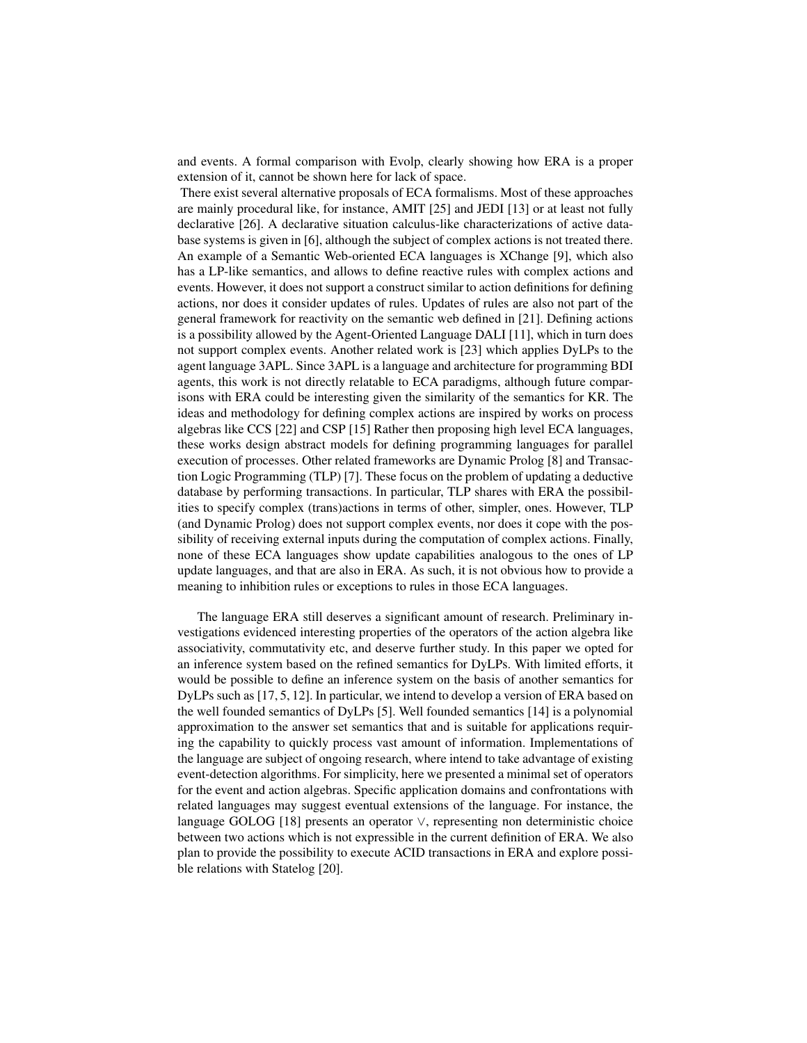and events. A formal comparison with Evolp, clearly showing how ERA is a proper extension of it, cannot be shown here for lack of space.

There exist several alternative proposals of ECA formalisms. Most of these approaches are mainly procedural like, for instance, AMIT [25] and JEDI [13] or at least not fully declarative [26]. A declarative situation calculus-like characterizations of active database systems is given in [6], although the subject of complex actions is not treated there. An example of a Semantic Web-oriented ECA languages is XChange [9], which also has a LP-like semantics, and allows to define reactive rules with complex actions and events. However, it does not support a construct similar to action definitions for defining actions, nor does it consider updates of rules. Updates of rules are also not part of the general framework for reactivity on the semantic web defined in [21]. Defining actions is a possibility allowed by the Agent-Oriented Language DALI [11], which in turn does not support complex events. Another related work is [23] which applies DyLPs to the agent language 3APL. Since 3APL is a language and architecture for programming BDI agents, this work is not directly relatable to ECA paradigms, although future comparisons with ERA could be interesting given the similarity of the semantics for KR. The ideas and methodology for defining complex actions are inspired by works on process algebras like CCS [22] and CSP [15] Rather then proposing high level ECA languages, these works design abstract models for defining programming languages for parallel execution of processes. Other related frameworks are Dynamic Prolog [8] and Transaction Logic Programming (TLP) [7]. These focus on the problem of updating a deductive database by performing transactions. In particular, TLP shares with ERA the possibilities to specify complex (trans)actions in terms of other, simpler, ones. However, TLP (and Dynamic Prolog) does not support complex events, nor does it cope with the possibility of receiving external inputs during the computation of complex actions. Finally, none of these ECA languages show update capabilities analogous to the ones of LP update languages, and that are also in ERA. As such, it is not obvious how to provide a meaning to inhibition rules or exceptions to rules in those ECA languages.

The language ERA still deserves a significant amount of research. Preliminary investigations evidenced interesting properties of the operators of the action algebra like associativity, commutativity etc, and deserve further study. In this paper we opted for an inference system based on the refined semantics for DyLPs. With limited efforts, it would be possible to define an inference system on the basis of another semantics for DyLPs such as [17, 5, 12]. In particular, we intend to develop a version of ERA based on the well founded semantics of DyLPs [5]. Well founded semantics [14] is a polynomial approximation to the answer set semantics that and is suitable for applications requiring the capability to quickly process vast amount of information. Implementations of the language are subject of ongoing research, where intend to take advantage of existing event-detection algorithms. For simplicity, here we presented a minimal set of operators for the event and action algebras. Specific application domains and confrontations with related languages may suggest eventual extensions of the language. For instance, the language GOLOG [18] presents an operator $\vee$, representing non deterministic choice between two actions which is not expressible in the current definition of ERA. We also plan to provide the possibility to execute ACID transactions in ERA and explore possible relations with Statelog [20].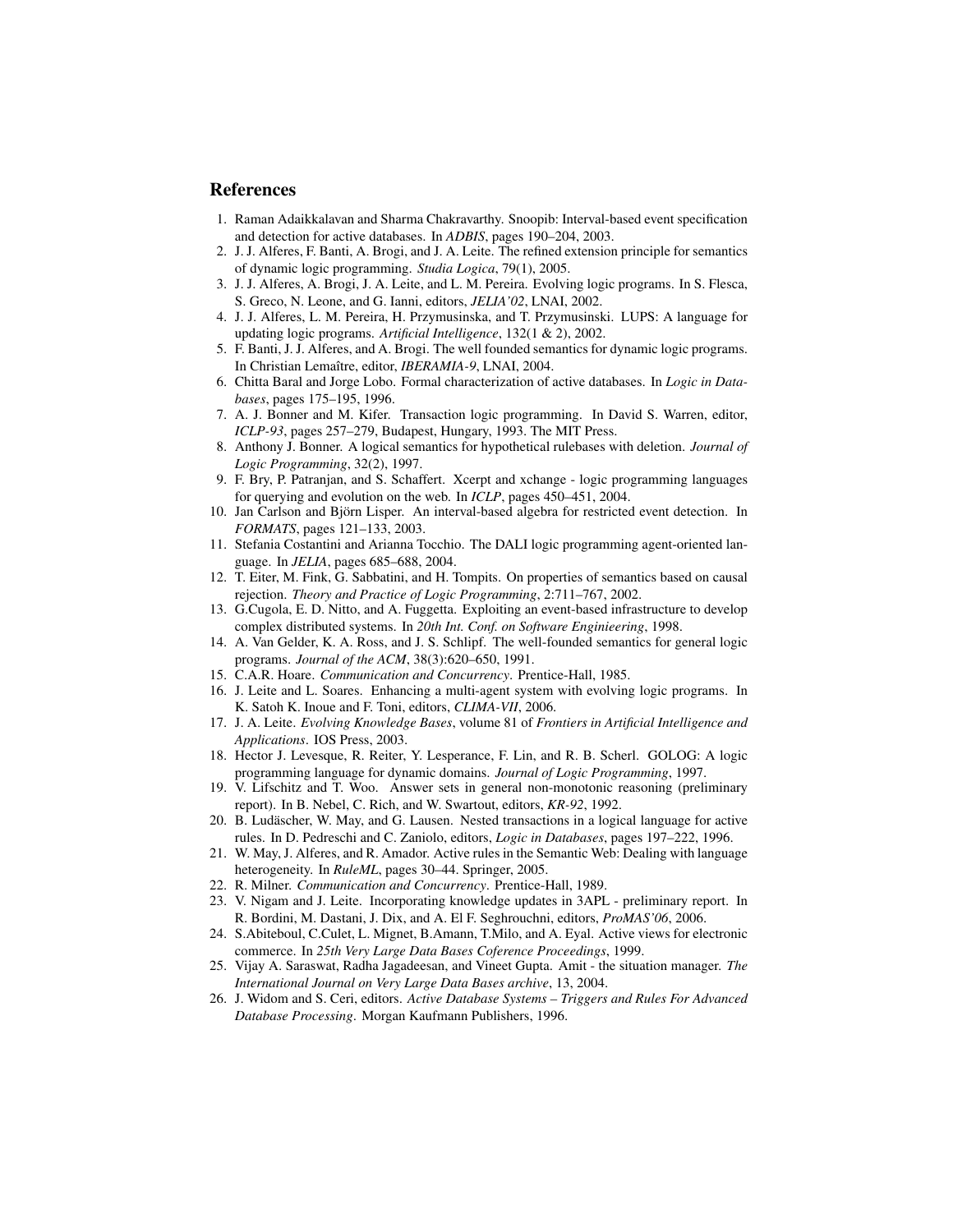## References

1. Raman Adaikkalavan and Sharma Chakravarthy. Snoopib: Interval-based event specification and detection for active databases. In *ADBIS*, pages 190–204, 2003.
2. J. J. Alferes, F. Banti, A. Brogi, and J. A. Leite. The refined extension principle for semantics of dynamic logic programming. *Studia Logica*, 79(1), 2005.
3. J. J. Alferes, A. Brogi, J. A. Leite, and L. M. Pereira. Evolving logic programs. In S. Flesca, S. Greco, N. Leone, and G. Ianni, editors, *JELIA'02*, LNAI, 2002.
4. J. J. Alferes, L. M. Pereira, H. Przymusinska, and T. Przymusinski. LUPS: A language for updating logic programs. *Artificial Intelligence*, 132(1 & 2), 2002.
5. F. Banti, J. J. Alferes, and A. Brogi. The well founded semantics for dynamic logic programs. In Christian Lemaître, editor, *IBERAMIA-9*, LNAI, 2004.
6. Chitta Baral and Jorge Lobo. Formal characterization of active databases. In *Logic in Databases*, pages 175–195, 1996.
7. A. J. Bonner and M. Kifer. Transaction logic programming. In David S. Warren, editor, *ICLP-93*, pages 257–279, Budapest, Hungary, 1993. The MIT Press.
8. Anthony J. Bonner. A logical semantics for hypothetical rulebases with deletion. *Journal of Logic Programming*, 32(2), 1997.
9. F. Bry, P. Patranjan, and S. Schaffert. Xcerpt and xchange - logic programming languages for querying and evolution on the web. In *ICLP*, pages 450–451, 2004.
10. Jan Carlson and Björn Lisper. An interval-based algebra for restricted event detection. In *FORMATS*, pages 121–133, 2003.
11. Stefania Costantini and Arianna Tocchio. The DALI logic programming agent-oriented language. In *JELIA*, pages 685–688, 2004.
12. T. Eiter, M. Fink, G. Sabbatini, and H. Tompits. On properties of semantics based on causal rejection. *Theory and Practice of Logic Programming*, 2:711–767, 2002.
13. G.Cugola, E. D. Nitto, and A. Fuggetta. Exploiting an event-based infrastructure to develop complex distributed systems. In *20th Int. Conf. on Software Enginieering*, 1998.
14. A. Van Gelder, K. A. Ross, and J. S. Schlipf. The well-founded semantics for general logic programs. *Journal of the ACM*, 38(3):620–650, 1991.
15. C.A.R. Hoare. *Communication and Concurrency*. Prentice-Hall, 1985.
16. J. Leite and L. Soares. Enhancing a multi-agent system with evolving logic programs. In K. Satoh K. Inoue and F. Toni, editors, *CLIMA-VII*, 2006.
17. J. A. Leite. *Evolving Knowledge Bases*, volume 81 of *Frontiers in Artificial Intelligence and Applications*. IOS Press, 2003.
18. Hector J. Levesque, R. Reiter, Y. Lesperance, F. Lin, and R. B. Scherl. GOLOG: A logic programming language for dynamic domains. *Journal of Logic Programming*, 1997.
19. V. Lifschitz and T. Woo. Answer sets in general non-monotonic reasoning (preliminary report). In B. Nebel, C. Rich, and W. Swartout, editors, *KR-92*, 1992.
20. B. Ludäscher, W. May, and G. Lausen. Nested transactions in a logical language for active rules. In D. Pedreschi and C. Zaniolo, editors, *Logic in Databases*, pages 197–222, 1996.
21. W. May, J. Alferes, and R. Amador. Active rules in the Semantic Web: Dealing with language heterogeneity. In *RuleML*, pages 30–44. Springer, 2005.
22. R. Milner. *Communication and Concurrency*. Prentice-Hall, 1989.
23. V. Nigam and J. Leite. Incorporating knowledge updates in 3APL - preliminary report. In R. Bordini, M. Dastani, J. Dix, and A. El F. Seghrouchni, editors, *ProMAS'06*, 2006.
24. S.Abiteboul, C.Culet, L. Mignet, B.Amann, T.Milo, and A. Eyal. Active views for electronic commerce. In *25th Very Large Data Bases Coference Proceedings*, 1999.
25. Vijay A. Saraswat, Radha Jagadeesan, and Vineet Gupta. Amit - the situation manager. *The International Journal on Very Large Data Bases archive*, 13, 2004.
26. J. Widom and S. Ceri, editors. *Active Database Systems – Triggers and Rules For Advanced Database Processing*. Morgan Kaufmann Publishers, 1996.